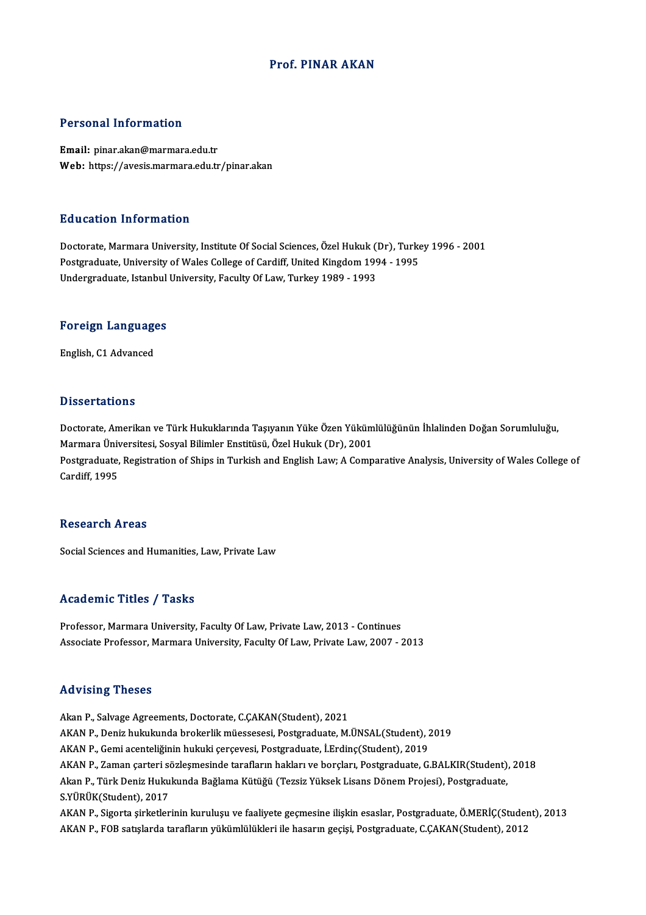# Prof. PINAR AKAN

## Personal Information

**Email:** pinar.akan@marmara.edu.tr
**Web:** https://avesis.marmara.edu.tr/pinar.akan

## Education Information

Doctorate, Marmara University, Institute Of Social Sciences, Özel Hukuk (Dr), Turkey 1996 - 2001
Postgraduate, University of Wales College of Cardiff, United Kingdom 1994 - 1995
Undergraduate, Istanbul University, Faculty Of Law, Turkey 1989 - 1993

## Foreign Languages

English, C1 Advanced

## Dissertations

Doctorate, Amerikan ve Türk Hukuklarında Taşıyanın Yüke Özen Yükümlülüğünün İhlalinden Doğan Sorumluluğu, Marmara Üniversitesi, Sosyal Bilimler Enstitüsü, Özel Hukuk (Dr), 2001
Postgraduate, Registration of Ships in Turkish and English Law; A Comparative Analysis, University of Wales College of Cardiff, 1995

## Research Areas

Social Sciences and Humanities, Law, Private Law

## Academic Titles / Tasks

Professor, Marmara University, Faculty Of Law, Private Law, 2013 - Continues
Associate Professor, Marmara University, Faculty Of Law, Private Law, 2007 - 2013

## Advising Theses

Akan P., Salvage Agreements, Doctorate, C.ÇAKAN(Student), 2021
AKAN P., Deniz hukukunda brokerlik müessesesi, Postgraduate, M.ÜNSAL(Student), 2019
AKAN P., Gemi acenteliğinin hukuki çerçevesi, Postgraduate, İ.Erdinç(Student), 2019
AKAN P., Zaman çarteri sözleşmesinde tarafların hakları ve borçları, Postgraduate, G.BALKIR(Student), 2018
Akan P., Türk Deniz Hukukunda Bağlama Kütüğü (Tezsiz Yüksek Lisans Dönem Projesi), Postgraduate, S.YÜRÜK(Student), 2017
AKAN P., Sigorta şirketlerinin kuruluşu ve faaliyete geçmesine ilişkin esaslar, Postgraduate, Ö.MERİÇ(Student), 2013
AKAN P., FOB satışlarda tarafların yükümlülükleri ile hasarın geçişi, Postgraduate, C.ÇAKAN(Student), 2012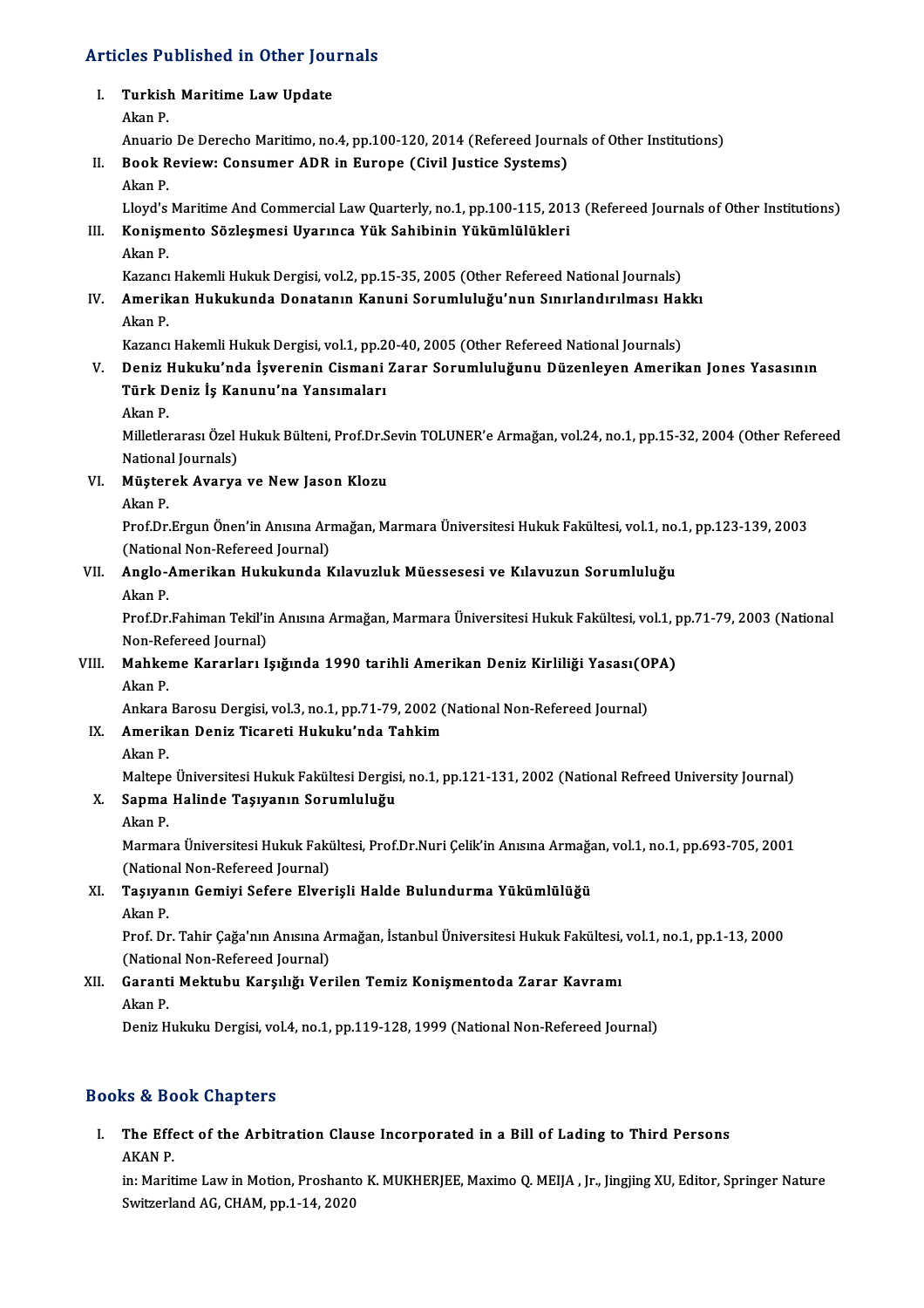## Articles Published in Other Journals

I. **Turkish Maritime Law Update**
   Akan P.
   Anuario De Derecho Maritimo, no.4, pp.100-120, 2014 (Refereed Journals of Other Institutions)

II. **Book Review: Consumer ADR in Europe (Civil Justice Systems)**
   Akan P.
   Lloyd's Maritime And Commercial Law Quarterly, no.1, pp.100-115, 2013 (Refereed Journals of Other Institutions)

III. **Konişmento Sözleşmesi Uyarınca Yük Sahibinin Yükümlülükleri**
   Akan P.
   Kazancı Hakemli Hukuk Dergisi, vol.2, pp.15-35, 2005 (Other Refereed National Journals)

IV. **Amerikan Hukukunda Donatanın Kanuni Sorumluluğu'nun Sınırlandırılması Hakkı**
   Akan P.
   Kazancı Hakemli Hukuk Dergisi, vol.1, pp.20-40, 2005 (Other Refereed National Journals)

V. **Deniz Hukuku'nda İşverenin Cismani Zarar Sorumluluğunu Düzenleyen Amerikan Jones Yasasının Türk Deniz İş Kanunu'na Yansımaları**
   Akan P.
   Milletlerarası Özel Hukuk Bülteni, Prof.Dr.Sevin TOLUNER'e Armağan, vol.24, no.1, pp.15-32, 2004 (Other Refereed National Journals)

VI. **Müşterek Avarya ve New Jason Klozu**
   Akan P.
   Prof.Dr.Ergun Önen'in Anısına Armağan, Marmara Üniversitesi Hukuk Fakültesi, vol.1, no.1, pp.123-139, 2003 (National Non-Refereed Journal)

VII. **Anglo-Amerikan Hukukunda Kılavuzluk Müessesesi ve Kılavuzun Sorumluluğu**
   Akan P.
   Prof.Dr.Fahiman Tekil'in Anısına Armağan, Marmara Üniversitesi Hukuk Fakültesi, vol.1, pp.71-79, 2003 (National Non-Refereed Journal)

VIII. **Mahkeme Kararları Işığında 1990 tarihli Amerikan Deniz Kirliliği Yasası(OPA)**
   Akan P.
   Ankara Barosu Dergisi, vol.3, no.1, pp.71-79, 2002 (National Non-Refereed Journal)

IX. **Amerikan Deniz Ticareti Hukuku'nda Tahkim**
   Akan P.
   Maltepe Üniversitesi Hukuk Fakültesi Dergisi, no.1, pp.121-131, 2002 (National Refreed University Journal)

X. **Sapma Halinde Taşıyanın Sorumluluğu**
   Akan P.
   Marmara Üniversitesi Hukuk Fakültesi, Prof.Dr.Nuri Çelik'in Anısına Armağan, vol.1, no.1, pp.693-705, 2001 (National Non-Refereed Journal)

XI. **Taşıyanın Gemiyi Sefere Elverişli Halde Bulundurma Yükümlülüğü**
   Akan P.
   Prof. Dr. Tahir Çağa'nın Anısına Armağan, İstanbul Üniversitesi Hukuk Fakültesi, vol.1, no.1, pp.1-13, 2000 (National Non-Refereed Journal)

XII. **Garanti Mektubu Karşılığı Verilen Temiz Konişmentoda Zarar Kavramı**
   Akan P.
   Deniz Hukuku Dergisi, vol.4, no.1, pp.119-128, 1999 (National Non-Refereed Journal)

## Books & Book Chapters

I. **The Effect of the Arbitration Clause Incorporated in a Bill of Lading to Third Persons**
   AKAN P.
   in: Maritime Law in Motion, Proshanto K. MUKHERJEE, Maximo Q. MEIJA , Jr., Jingjing XU, Editor, Springer Nature Switzerland AG, CHAM, pp.1-14, 2020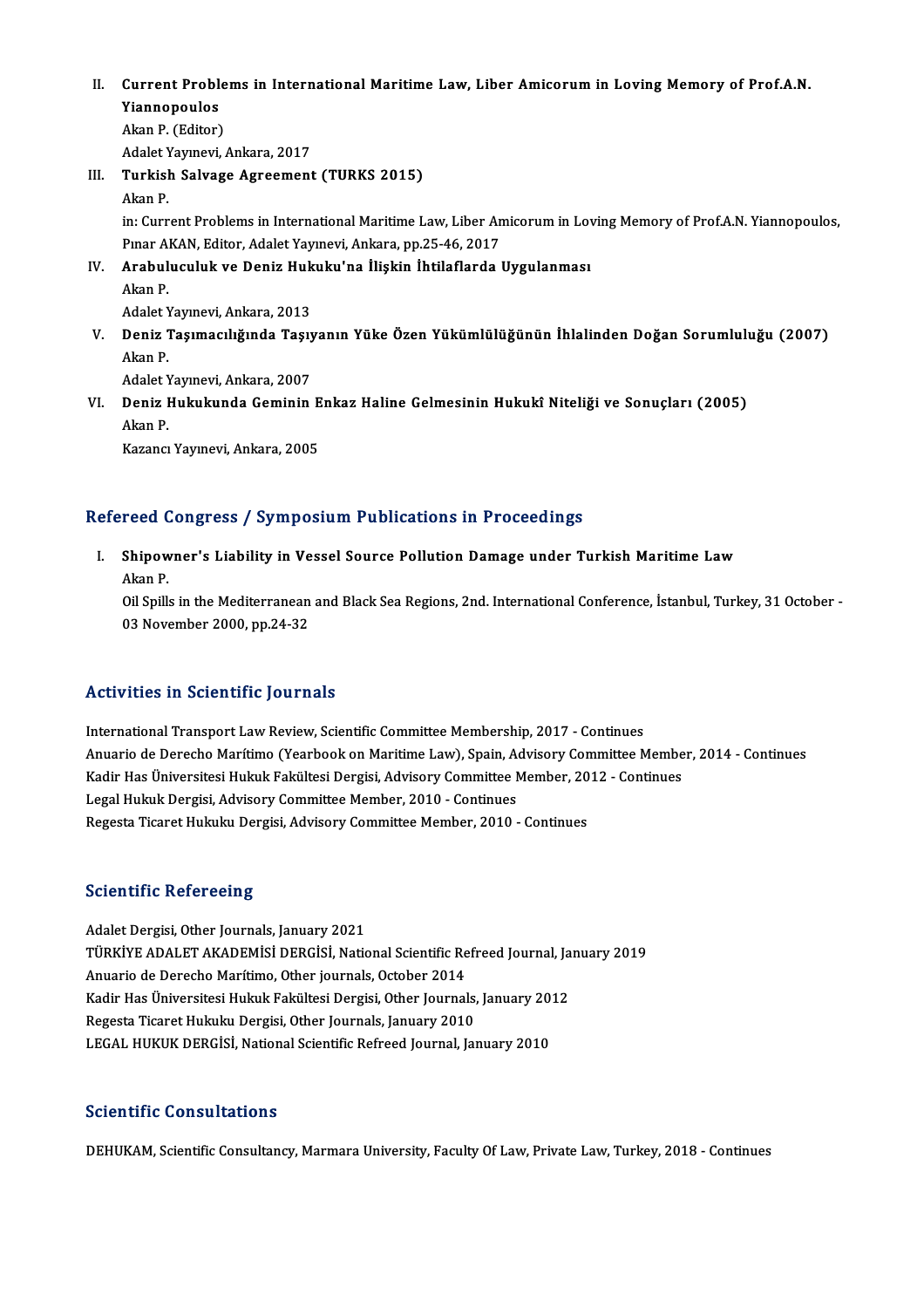II. **Current Problems in International Maritime Law, Liber Amicorum in Loving Memory of Prof.A.N. Yiannopoulos**
Akan P. (Editor)
Adalet Yayınevi, Ankara, 2017

III. **Turkish Salvage Agreement (TURKS 2015)**
Akan P.
in: Current Problems in International Maritime Law, Liber Amicorum in Loving Memory of Prof.A.N. Yiannopoulos, Pınar AKAN, Editor, Adalet Yayınevi, Ankara, pp.25-46, 2017

IV. **Arabuluculuk ve Deniz Hukuku'na İlişkin İhtilaflarda Uygulanması**
Akan P.
Adalet Yayınevi, Ankara, 2013

V. **Deniz Taşımacılığında Taşıyanın Yüke Özen Yükümlülüğünün İhlalinden Doğan Sorumluluğu (2007)**
Akan P.
Adalet Yayınevi, Ankara, 2007

VI. **Deniz Hukukunda Geminin Enkaz Haline Gelmesinin Hukukî Niteliği ve Sonuçları (2005)**
Akan P.
Kazancı Yayınevi, Ankara, 2005

## Refereed Congress / Symposium Publications in Proceedings

I. **Shipowner's Liability in Vessel Source Pollution Damage under Turkish Maritime Law**
Akan P.
Oil Spills in the Mediterranean and Black Sea Regions, 2nd. International Conference, İstanbul, Turkey, 31 October - 03 November 2000, pp.24-32

## Activities in Scientific Journals

International Transport Law Review, Scientific Committee Membership, 2017 - Continues
Anuario de Derecho Marítimo (Yearbook on Maritime Law), Spain, Advisory Committee Member, 2014 - Continues
Kadir Has Üniversitesi Hukuk Fakültesi Dergisi, Advisory Committee Member, 2012 - Continues
Legal Hukuk Dergisi, Advisory Committee Member, 2010 - Continues
Regesta Ticaret Hukuku Dergisi, Advisory Committee Member, 2010 - Continues

## Scientific Refereeing

Adalet Dergisi, Other Journals, January 2021
TÜRKİYE ADALET AKADEMİSİ DERGİSİ, National Scientific Refreed Journal, January 2019
Anuario de Derecho Marítimo, Other journals, October 2014
Kadir Has Üniversitesi Hukuk Fakültesi Dergisi, Other Journals, January 2012
Regesta Ticaret Hukuku Dergisi, Other Journals, January 2010
LEGAL HUKUK DERGİSİ, National Scientific Refreed Journal, January 2010

## Scientific Consultations

DEHUKAM, Scientific Consultancy, Marmara University, Faculty Of Law, Private Law, Turkey, 2018 - Continues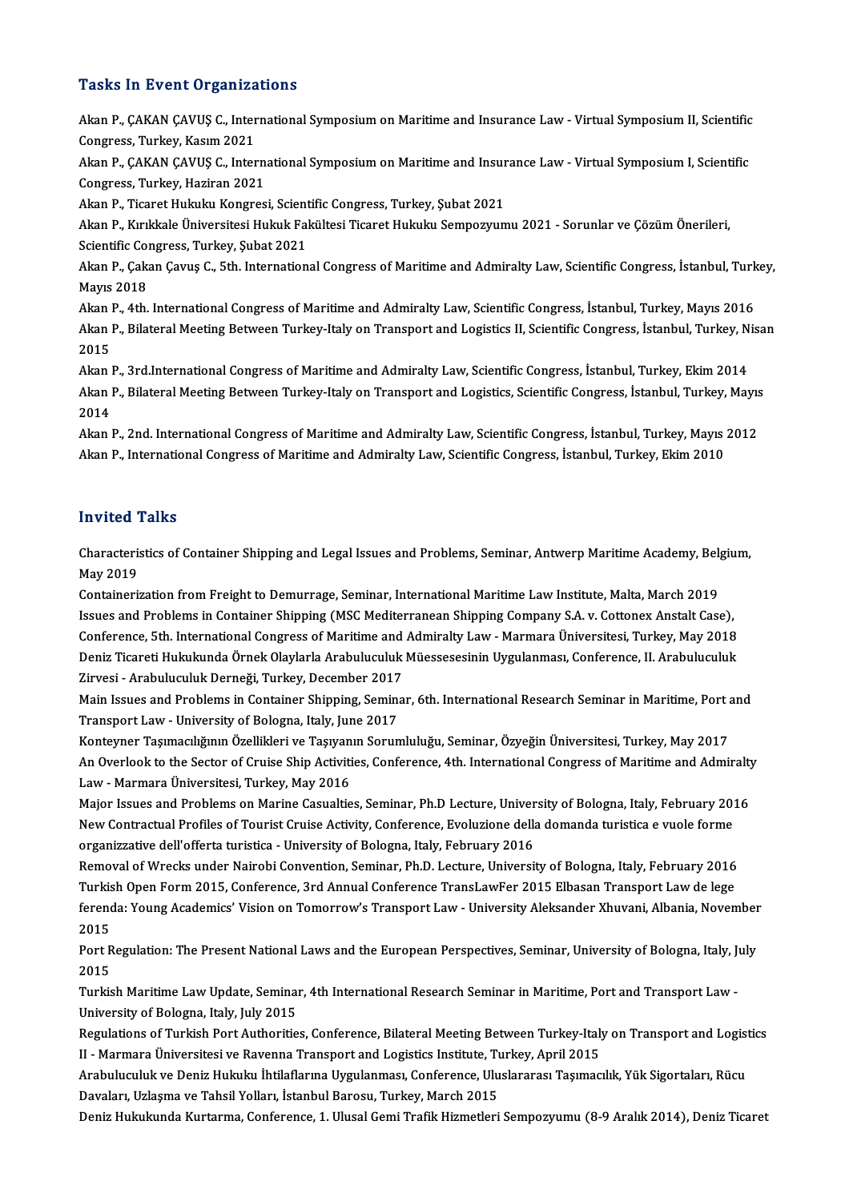## Tasks In Event Organizations

Akan P., ÇAKAN ÇAVUŞ C., International Symposium on Maritime and Insurance Law - Virtual Symposium II, Scientific Congress, Turkey, Kasım 2021

Akan P., ÇAKAN ÇAVUŞ C., International Symposium on Maritime and Insurance Law - Virtual Symposium I, Scientific Congress, Turkey, Haziran 2021

Akan P., Ticaret Hukuku Kongresi, Scientific Congress, Turkey, Şubat 2021

Akan P., Kırıkkale Üniversitesi Hukuk Fakültesi Ticaret Hukuku Sempozyumu 2021 - Sorunlar ve Çözüm Önerileri, Scientific Congress, Turkey, Şubat 2021

Akan P., Çakan Çavuş C., 5th. International Congress of Maritime and Admiralty Law, Scientific Congress, İstanbul, Turkey, Mayıs 2018

Akan P., 4th. International Congress of Maritime and Admiralty Law, Scientific Congress, İstanbul, Turkey, Mayıs 2016

Akan P., Bilateral Meeting Between Turkey-Italy on Transport and Logistics II, Scientific Congress, İstanbul, Turkey, Nisan 2015

Akan P., 3rd.International Congress of Maritime and Admiralty Law, Scientific Congress, İstanbul, Turkey, Ekim 2014

Akan P., Bilateral Meeting Between Turkey-Italy on Transport and Logistics, Scientific Congress, İstanbul, Turkey, Mayıs 2014

Akan P., 2nd. International Congress of Maritime and Admiralty Law, Scientific Congress, İstanbul, Turkey, Mayıs 2012

Akan P., International Congress of Maritime and Admiralty Law, Scientific Congress, İstanbul, Turkey, Ekim 2010

## Invited Talks

Characteristics of Container Shipping and Legal Issues and Problems, Seminar, Antwerp Maritime Academy, Belgium, May 2019

Containerization from Freight to Demurrage, Seminar, International Maritime Law Institute, Malta, March 2019

Issues and Problems in Container Shipping (MSC Mediterranean Shipping Company S.A. v. Cottonex Anstalt Case), Conference, 5th. International Congress of Maritime and Admiralty Law - Marmara Üniversitesi, Turkey, May 2018

Deniz Ticareti Hukukunda Örnek Olaylarla Arabuluculuk Müessesesinin Uygulanması, Conference, II. Arabuluculuk Zirvesi - Arabuluculuk Derneği, Turkey, December 2017

Main Issues and Problems in Container Shipping, Seminar, 6th. International Research Seminar in Maritime, Port and Transport Law - University of Bologna, Italy, June 2017

Konteyner Taşımacılığının Özellikleri ve Taşıyanın Sorumluluğu, Seminar, Özyeğin Üniversitesi, Turkey, May 2017

An Overlook to the Sector of Cruise Ship Activities, Conference, 4th. International Congress of Maritime and Admiralty Law - Marmara Üniversitesi, Turkey, May 2016

Major Issues and Problems on Marine Casualties, Seminar, Ph.D Lecture, University of Bologna, Italy, February 2016

New Contractual Profiles of Tourist Cruise Activity, Conference, Evoluzione della domanda turistica e vuole forme organizzative dell'offerta turistica - University of Bologna, Italy, February 2016

Removal of Wrecks under Nairobi Convention, Seminar, Ph.D. Lecture, University of Bologna, Italy, February 2016

Turkish Open Form 2015, Conference, 3rd Annual Conference TransLawFer 2015 Elbasan Transport Law de lege ferenda: Young Academics' Vision on Tomorrow's Transport Law - University Aleksander Xhuvani, Albania, November 2015

Port Regulation: The Present National Laws and the European Perspectives, Seminar, University of Bologna, Italy, July 2015

Turkish Maritime Law Update, Seminar, 4th International Research Seminar in Maritime, Port and Transport Law - University of Bologna, Italy, July 2015

Regulations of Turkish Port Authorities, Conference, Bilateral Meeting Between Turkey-Italy on Transport and Logistics II - Marmara Üniversitesi ve Ravenna Transport and Logistics Institute, Turkey, April 2015

Arabuluculuk ve Deniz Hukuku İhtilaflarına Uygulanması, Conference, Uluslararası Taşımacılık, Yük Sigortaları, Rücu Davaları, Uzlaşma ve Tahsil Yolları, İstanbul Barosu, Turkey, March 2015

Deniz Hukukunda Kurtarma, Conference, 1. Ulusal Gemi Trafik Hizmetleri Sempozyumu (8-9 Aralık 2014), Deniz Ticaret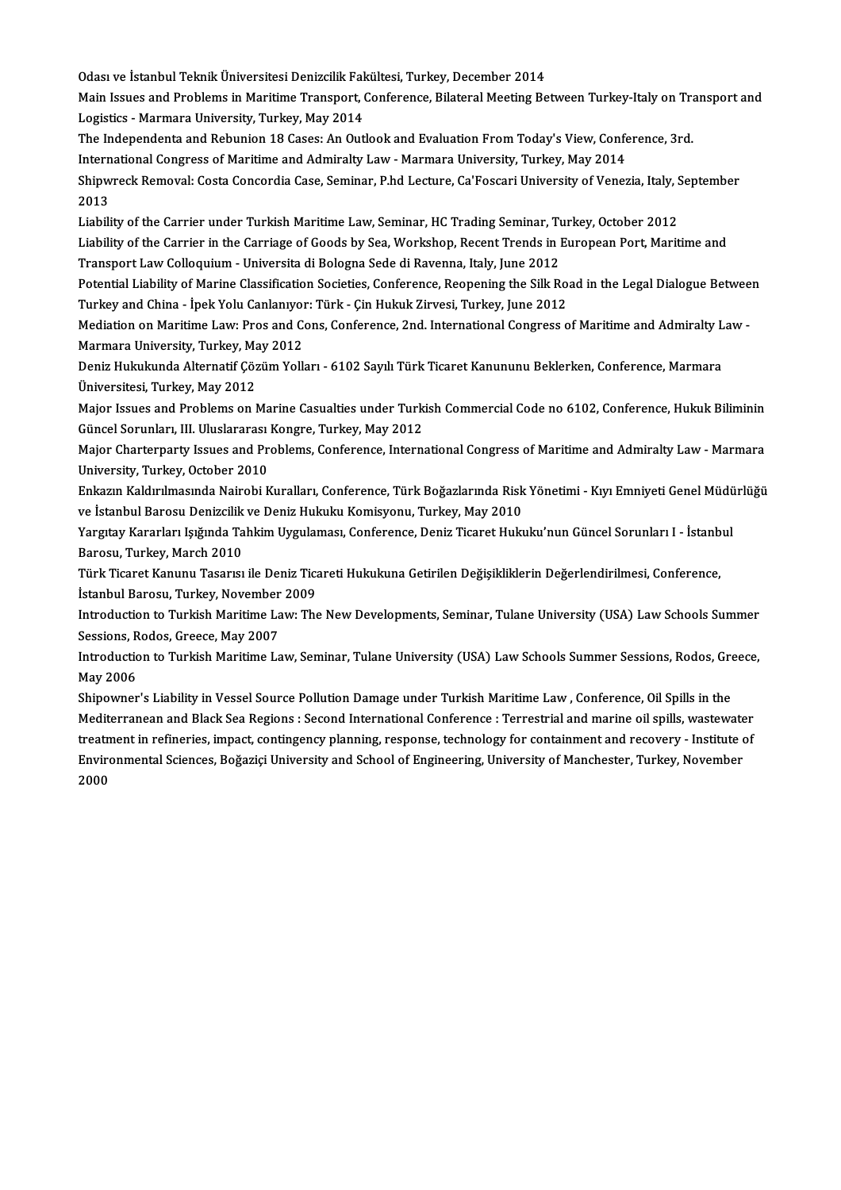Odası ve İstanbul Teknik Üniversitesi Denizcilik Fakültesi, Turkey, December 2014

Main Issues and Problems in Maritime Transport, Conference, Bilateral Meeting Between Turkey-Italy on Transport and Logistics - Marmara University, Turkey, May 2014

The Independenta and Rebunion 18 Cases: An Outlook and Evaluation From Today's View, Conference, 3rd. International Congress of Maritime and Admiralty Law - Marmara University, Turkey, May 2014

Shipwreck Removal: Costa Concordia Case, Seminar, P.hd Lecture, Ca'Foscari University of Venezia, Italy, September 2013

Liability of the Carrier under Turkish Maritime Law, Seminar, HC Trading Seminar, Turkey, October 2012

Liability of the Carrier in the Carriage of Goods by Sea, Workshop, Recent Trends in European Port, Maritime and Transport Law Colloquium - Universita di Bologna Sede di Ravenna, Italy, June 2012

Potential Liability of Marine Classification Societies, Conference, Reopening the Silk Road in the Legal Dialogue Between Turkey and China - İpek Yolu Canlanıyor: Türk - Çin Hukuk Zirvesi, Turkey, June 2012

Mediation on Maritime Law: Pros and Cons, Conference, 2nd. International Congress of Maritime and Admiralty Law - Marmara University, Turkey, May 2012

Deniz Hukukunda Alternatif Çözüm Yolları - 6102 Sayılı Türk Ticaret Kanununu Beklerken, Conference, Marmara Üniversitesi, Turkey, May 2012

Major Issues and Problems on Marine Casualties under Turkish Commercial Code no 6102, Conference, Hukuk Biliminin Güncel Sorunları, III. Uluslararası Kongre, Turkey, May 2012

Major Charterparty Issues and Problems, Conference, International Congress of Maritime and Admiralty Law - Marmara University, Turkey, October 2010

Enkazın Kaldırılmasında Nairobi Kuralları, Conference, Türk Boğazlarında Risk Yönetimi - Kıyı Emniyeti Genel Müdürlüğü ve İstanbul Barosu Denizcilik ve Deniz Hukuku Komisyonu, Turkey, May 2010

Yargıtay Kararları Işığında Tahkim Uygulaması, Conference, Deniz Ticaret Hukuku'nun Güncel Sorunları I - İstanbul Barosu, Turkey, March 2010

Türk Ticaret Kanunu Tasarısı ile Deniz Ticareti Hukukuna Getirilen Değişikliklerin Değerlendirilmesi, Conference, İstanbul Barosu, Turkey, November 2009

Introduction to Turkish Maritime Law: The New Developments, Seminar, Tulane University (USA) Law Schools Summer Sessions, Rodos, Greece, May 2007

Introduction to Turkish Maritime Law, Seminar, Tulane University (USA) Law Schools Summer Sessions, Rodos, Greece, May 2006

Shipowner's Liability in Vessel Source Pollution Damage under Turkish Maritime Law , Conference, Oil Spills in the Mediterranean and Black Sea Regions : Second International Conference : Terrestrial and marine oil spills, wastewater treatment in refineries, impact, contingency planning, response, technology for containment and recovery - Institute of Environmental Sciences, Boğaziçi University and School of Engineering, University of Manchester, Turkey, November 2000